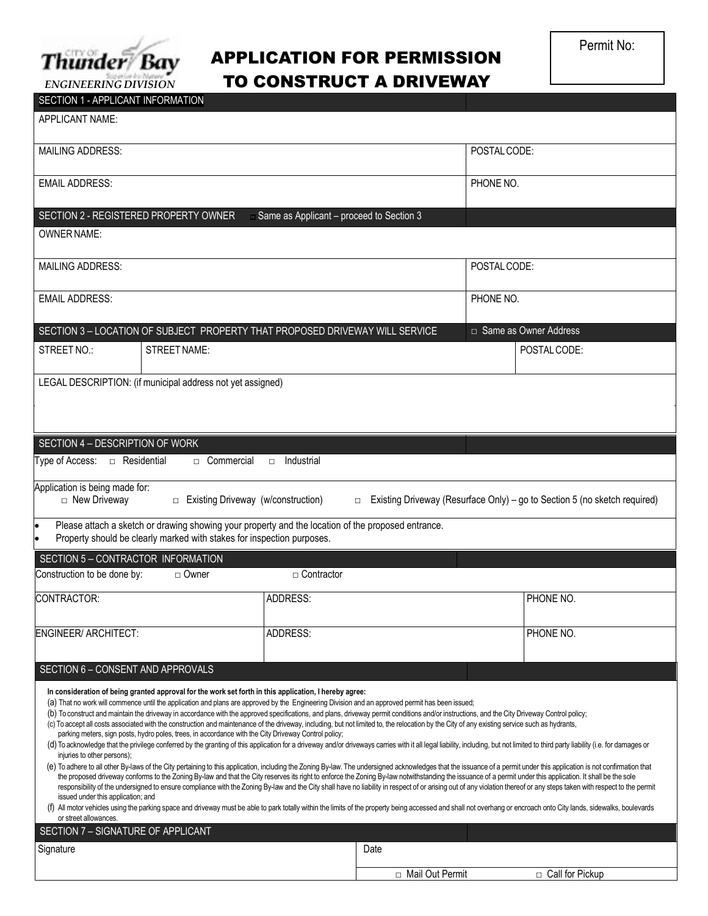CITY OF Thunder Bay
*ENGINEERING DIVISION*

# APPLICATION FOR PERMISSION TO CONSTRUCT A DRIVEWAY

Permit No:

## SECTION 1 - APPLICANT INFORMATION

| | |
|---|---|
| APPLICANT NAME: | |
| MAILING ADDRESS: | POSTAL CODE: |
| EMAIL ADDRESS: | PHONE NO. |

## SECTION 2 - REGISTERED PROPERTY OWNER ☐ Same as Applicant – proceed to Section 3

| | |
|---|---|
| OWNER NAME: | |
| MAILING ADDRESS: | POSTAL CODE: |
| EMAIL ADDRESS: | PHONE NO. |

## SECTION 3 – LOCATION OF SUBJECT PROPERTY THAT PROPOSED DRIVEWAY WILL SERVICE ☐ Same as Owner Address

| | | |
|---|---|---|
| STREET NO.: | STREET NAME: | POSTAL CODE: |

LEGAL DESCRIPTION: (if municipal address not yet assigned)

## SECTION 4 – DESCRIPTION OF WORK

Type of Access: ☐ Residential ☐ Commercial ☐ Industrial

Application is being made for:
☐ New Driveway ☐ Existing Driveway (w/construction) ☐ Existing Driveway (Resurface Only) – go to Section 5 (no sketch required)

- Please attach a sketch or drawing showing your property and the location of the proposed entrance.
- Property should be clearly marked with stakes for inspection purposes.

## SECTION 5 – CONTRACTOR INFORMATION

Construction to be done by: ☐ Owner ☐ Contractor

| | | |
|---|---|---|
| CONTRACTOR: | ADDRESS: | PHONE NO. |
| ENGINEER/ ARCHITECT: | ADDRESS: | PHONE NO. |

## SECTION 6 – CONSENT AND APPROVALS

**In consideration of being granted approval for the work set forth in this application, I hereby agree:**

(a) That no work will commence until the application and plans are approved by the Engineering Division and an approved permit has been issued;

(b) To construct and maintain the driveway in accordance with the approved specifications, and plans, driveway permit conditions and/or instructions, and the City Driveway Control policy;

(c) To accept all costs associated with the construction and maintenance of the driveway, including, but not limited to, the relocation by the City of any existing service such as hydrants, parking meters, sign posts, hydro poles, trees, in accordance with the City Driveway Control policy;

(d) To acknowledge that the privilege conferred by the granting of this application for a driveway and/or driveways carries with it all legal liability, including, but not limited to third party liability (i.e. for damages or injuries to other persons);

(e) To adhere to all other By-laws of the City pertaining to this application, including the Zoning By-law. The undersigned acknowledges that the issuance of a permit under this application is not confirmation that the proposed driveway conforms to the Zoning By-law and that the City reserves its right to enforce the Zoning By-law notwithstanding the issuance of a permit under this application. It shall be the sole responsibility of the undersigned to ensure compliance with the Zoning By-law and the City shall have no liability in respect of or arising out of any violation thereof or any steps taken with respect to the permit issued under this application; and

(f) All motor vehicles using the parking space and driveway must be able to park totally within the limits of the property being accessed and shall not overhang or encroach onto City lands, sidewalks, boulevards or street allowances.

## SECTION 7 – SIGNATURE OF APPLICANT

| | |
|---|---|
| Signature | Date |
| | ☐ Mail Out Permit ☐ Call for Pickup |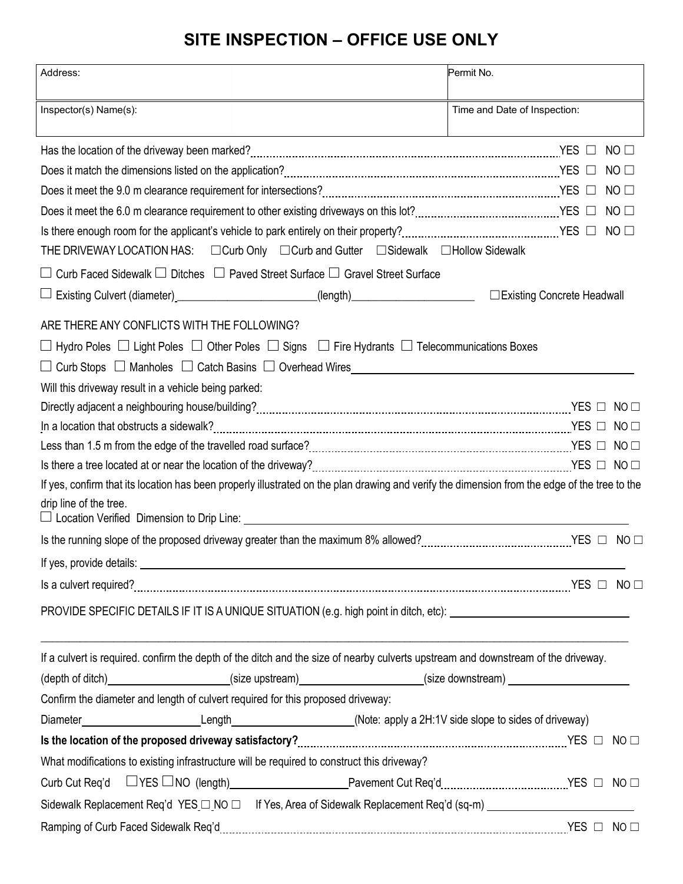# SITE INSPECTION – OFFICE USE ONLY

| Address: | Permit No. |
| --- | --- |
| Inspector(s) Name(s): | Time and Date of Inspection: |

Has the location of the driveway been marked? YES ☐ NO ☐

Does it match the dimensions listed on the application? YES ☐ NO ☐

Does it meet the 9.0 m clearance requirement for intersections? YES ☐ NO ☐

Does it meet the 6.0 m clearance requirement to other existing driveways on this lot? YES ☐ NO ☐

Is there enough room for the applicant's vehicle to park entirely on their property? YES ☐ NO ☐

THE DRIVEWAY LOCATION HAS: ☐ Curb Only ☐ Curb and Gutter ☐ Sidewalk ☐ Hollow Sidewalk

☐ Curb Faced Sidewalk ☐ Ditches ☐ Paved Street Surface ☐ Gravel Street Surface

☐ Existing Culvert (diameter)________________________(length)_____________________ ☐ Existing Concrete Headwall

ARE THERE ANY CONFLICTS WITH THE FOLLOWING?

☐ Hydro Poles ☐ Light Poles ☐ Other Poles ☐ Signs ☐ Fire Hydrants ☐ Telecommunications Boxes

☐ Curb Stops ☐ Manholes ☐ Catch Basins ☐ Overhead Wires________________________________________

Will this driveway result in a vehicle being parked:

Directly adjacent a neighbouring house/building? YES ☐ NO ☐

In a location that obstructs a sidewalk? YES ☐ NO ☐

Less than 1.5 m from the edge of the travelled road surface? YES ☐ NO ☐

Is there a tree located at or near the location of the driveway? YES ☐ NO ☐

If yes, confirm that its location has been properly illustrated on the plan drawing and verify the dimension from the edge of the tree to the drip line of the tree.

☐ Location Verified Dimension to Drip Line: ________________________________________

Is the running slope of the proposed driveway greater than the maximum 8% allowed? YES ☐ NO ☐

If yes, provide details: ________________________________________

Is a culvert required? YES ☐ NO ☐

PROVIDE SPECIFIC DETAILS IF IT IS A UNIQUE SITUATION (e.g. high point in ditch, etc): ________________________________________

________________________________________

If a culvert is required. confirm the depth of the ditch and the size of nearby culverts upstream and downstream of the driveway.

(depth of ditch)____________________(size upstream)____________________(size downstream) ____________________

Confirm the diameter and length of culvert required for this proposed driveway:

Diameter____________________Length____________________(Note: apply a 2H:1V side slope to sides of driveway)

**Is the location of the proposed driveway satisfactory?** YES ☐ NO ☐

What modifications to existing infrastructure will be required to construct this driveway?

Curb Cut Req'd ☐ YES ☐ NO (length)____________________ Pavement Cut Req'd YES ☐ NO ☐

Sidewalk Replacement Req'd YES ☐ NO ☐ If Yes, Area of Sidewalk Replacement Req'd (sq-m) ____________________

Ramping of Curb Faced Sidewalk Req'd YES ☐ NO ☐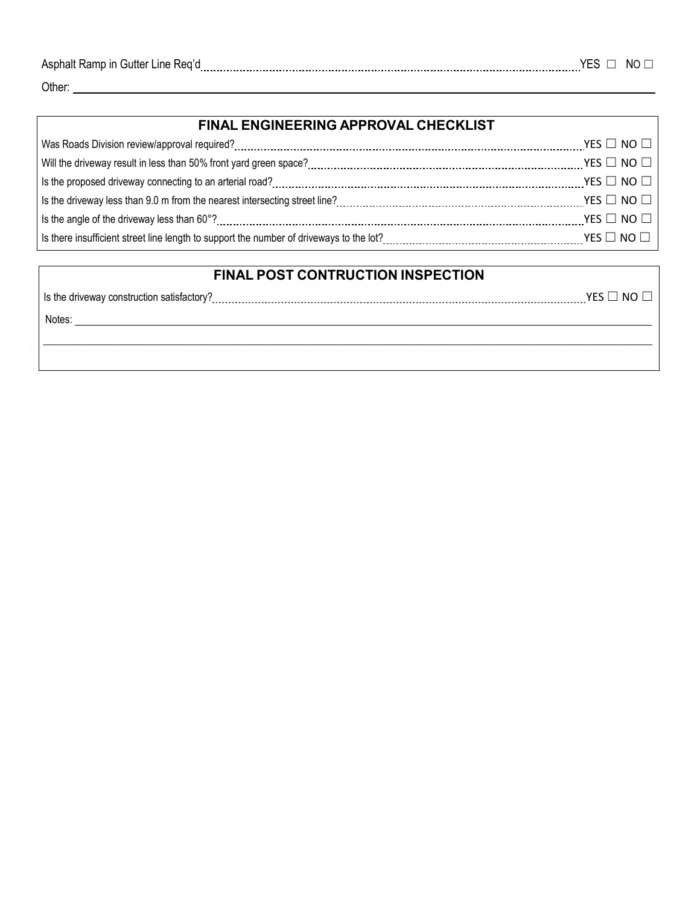Asphalt Ramp in Gutter Line Req'd ............................................................ YES ☐ NO ☐

Other: ____________________________________________

## FINAL ENGINEERING APPROVAL CHECKLIST

Was Roads Division review/approval required? ............................................................ YES ☐ NO ☐

Will the driveway result in less than 50% front yard green space? ............................................................ YES ☐ NO ☐

Is the proposed driveway connecting to an arterial road? ............................................................ YES ☐ NO ☐

Is the driveway less than 9.0 m from the nearest intersecting street line? ............................................................ YES ☐ NO ☐

Is the angle of the driveway less than 60°? ............................................................ YES ☐ NO ☐

Is there insufficient street line length to support the number of driveways to the lot? ............................................................ YES ☐ NO ☐

## FINAL POST CONTRUCTION INSPECTION

Is the driveway construction satisfactory? ............................................................ YES ☐ NO ☐

Notes: ____________________________________________

____________________________________________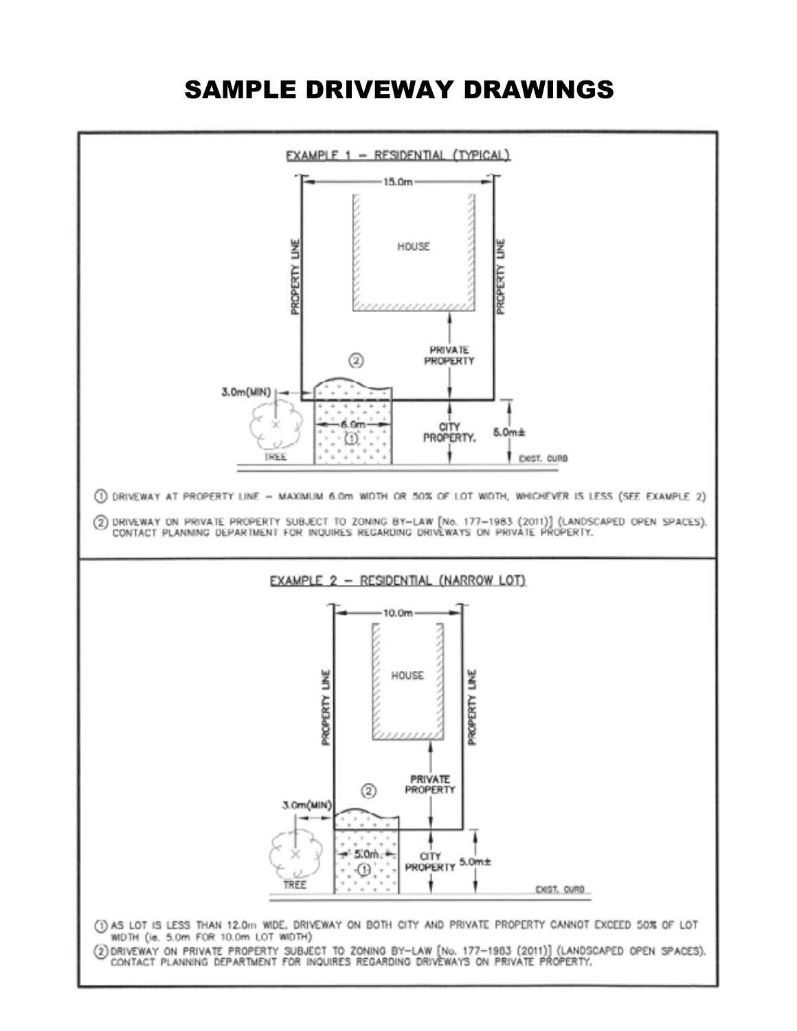# SAMPLE DRIVEWAY DRAWINGS

## EXAMPLE 1 – RESIDENTIAL (TYPICAL)

15.0m

PROPERTY LINE

HOUSE

PROPERTY LINE

PRIVATE PROPERTY

②

3.0m(MIN)

6.0m

①

CITY PROPERTY.

5.0m±

TREE

EXIST. CURB

① DRIVEWAY AT PROPERTY LINE – MAXIMUM 6.0m WIDTH OR 50% OF LOT WIDTH, WHICHEVER IS LESS (SEE EXAMPLE 2)

② DRIVEWAY ON PRIVATE PROPERTY SUBJECT TO ZONING BY-LAW [No. 177-1983 (2011)] (LANDSCAPED OPEN SPACES). CONTACT PLANNING DEPARTMENT FOR INQUIRES REGARDING DRIVEWAYS ON PRIVATE PROPERTY.

## EXAMPLE 2 – RESIDENTIAL (NARROW LOT)

10.0m

PROPERTY LINE

HOUSE

PROPERTY LINE

PRIVATE PROPERTY

②

3.0m(MIN)

5.0m

①

CITY PROPERTY

5.0m±

TREE

EXIST. CURB

① AS LOT IS LESS THAN 12.0m WIDE, DRIVEWAY ON BOTH CITY AND PRIVATE PROPERTY CANNOT EXCEED 50% OF LOT WIDTH (ie. 5.0m FOR 10.0m LOT WIDTH)

② DRIVEWAY ON PRIVATE PROPERTY SUBJECT TO ZONING BY-LAW [No. 177-1983 (2011)] (LANDSCAPED OPEN SPACES). CONTACT PLANNING DEPARTMENT FOR INQUIRES REGARDING DRIVEWAYS ON PRIVATE PROPERTY.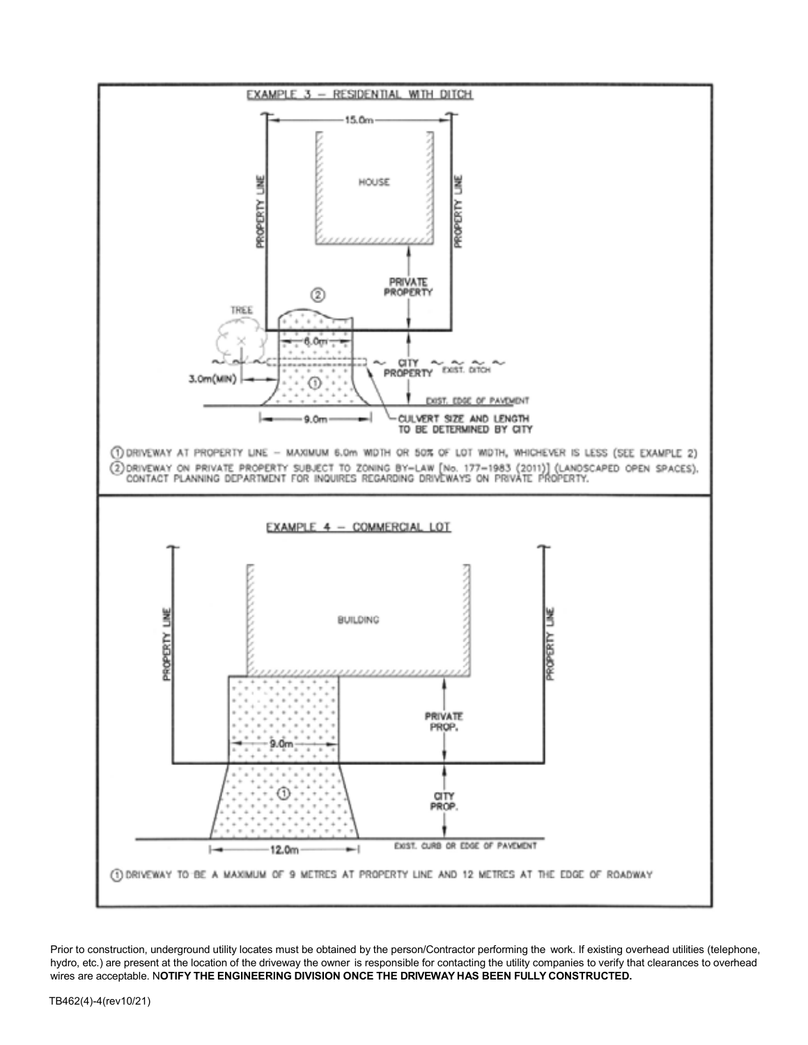## EXAMPLE 3 – RESIDENTIAL WITH DITCH

15.0m

HOUSE

PROPERTY LINE

PROPERTY LINE

PRIVATE PROPERTY

TREE

6.0m

CITY PROPERTY

EXIST. DITCH

3.0m(MIN)

EXIST. EDGE OF PAVEMENT

9.0m

CULVERT SIZE AND LENGTH TO BE DETERMINED BY CITY

① DRIVEWAY AT PROPERTY LINE – MAXIMUM 6.0m WIDTH OR 50% OF LOT WIDTH, WHICHEVER IS LESS (SEE EXAMPLE 2)

② DRIVEWAY ON PRIVATE PROPERTY SUBJECT TO ZONING BY-LAW [No. 177-1983 (2011)] (LANDSCAPED OPEN SPACES). CONTACT PLANNING DEPARTMENT FOR INQUIRES REGARDING DRIVEWAYS ON PRIVATE PROPERTY.

## EXAMPLE 4 – COMMERCIAL LOT

BUILDING

PROPERTY LINE

PROPERTY LINE

PRIVATE PROP.

9.0m

CITY PROP.

12.0m

EXIST. CURB OR EDGE OF PAVEMENT

① DRIVEWAY TO BE A MAXIMUM OF 9 METRES AT PROPERTY LINE AND 12 METRES AT THE EDGE OF ROADWAY

Prior to construction, underground utility locates must be obtained by the person/Contractor performing the work. If existing overhead utilities (telephone, hydro, etc.) are present at the location of the driveway the owner is responsible for contacting the utility companies to verify that clearances to overhead wires are acceptable. **NOTIFY THE ENGINEERING DIVISION ONCE THE DRIVEWAY HAS BEEN FULLY CONSTRUCTED.**

TB462(4)-4(rev10/21)